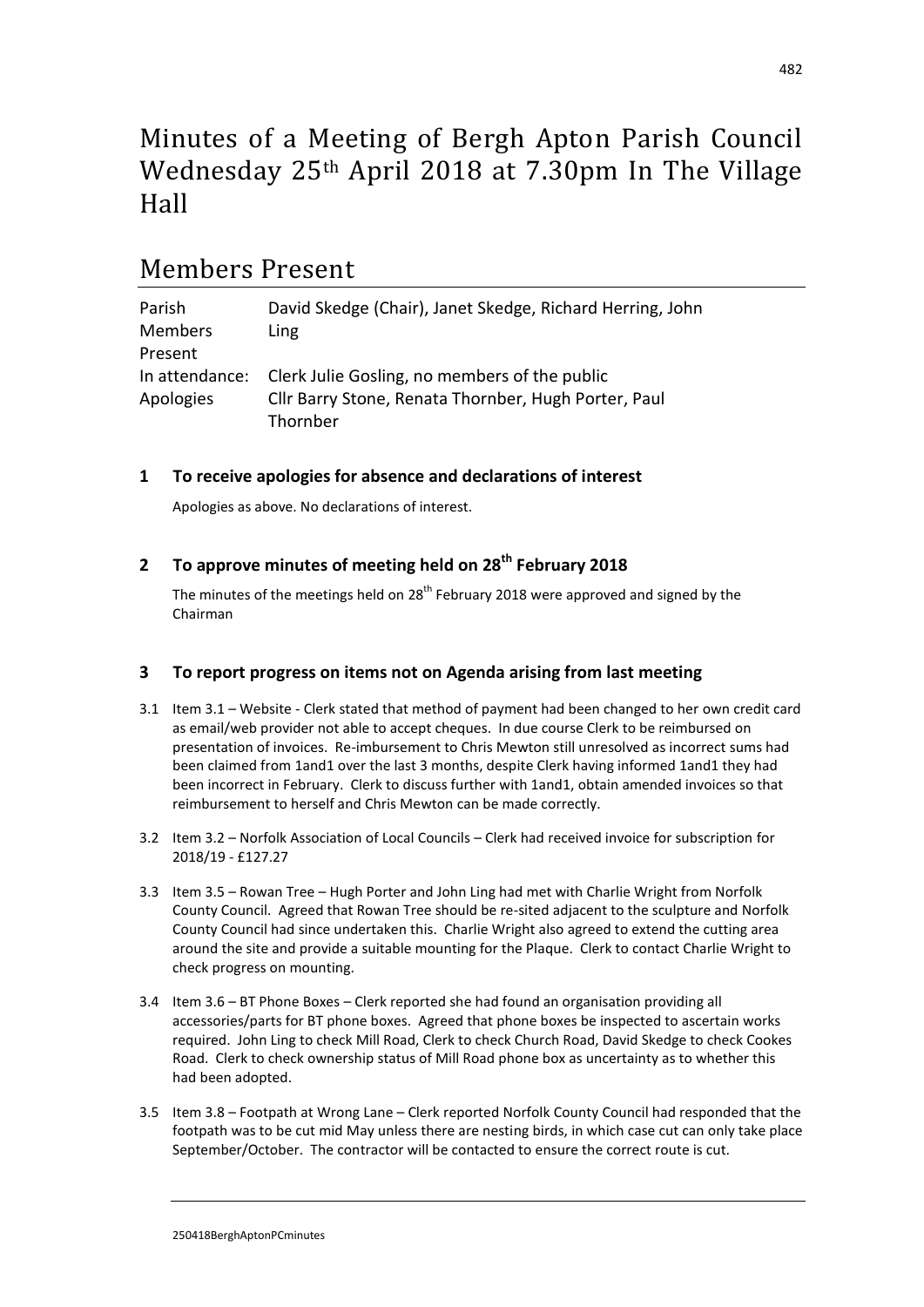# Minutes of a Meeting of Bergh Apton Parish Council Wednesday 25th April 2018 at 7.30pm In The Village Hall

## Members Present

| | |
|---|---|
| Parish Members Present | David Skedge (Chair), Janet Skedge, Richard Herring, John Ling |
| In attendance: | Clerk Julie Gosling, no members of the public |
| Apologies | Cllr Barry Stone, Renata Thornber, Hugh Porter, Paul Thornber |

### 1 To receive apologies for absence and declarations of interest

Apologies as above. No declarations of interest.

### 2 To approve minutes of meeting held on 28th February 2018

The minutes of the meetings held on 28th February 2018 were approved and signed by the Chairman

### 3 To report progress on items not on Agenda arising from last meeting

3.1 Item 3.1 – Website - Clerk stated that method of payment had been changed to her own credit card as email/web provider not able to accept cheques. In due course Clerk to be reimbursed on presentation of invoices. Re-imbursement to Chris Mewton still unresolved as incorrect sums had been claimed from 1and1 over the last 3 months, despite Clerk having informed 1and1 they had been incorrect in February. Clerk to discuss further with 1and1, obtain amended invoices so that reimbursement to herself and Chris Mewton can be made correctly.

3.2 Item 3.2 – Norfolk Association of Local Councils – Clerk had received invoice for subscription for 2018/19 - £127.27

3.3 Item 3.5 – Rowan Tree – Hugh Porter and John Ling had met with Charlie Wright from Norfolk County Council. Agreed that Rowan Tree should be re-sited adjacent to the sculpture and Norfolk County Council had since undertaken this. Charlie Wright also agreed to extend the cutting area around the site and provide a suitable mounting for the Plaque. Clerk to contact Charlie Wright to check progress on mounting.

3.4 Item 3.6 – BT Phone Boxes – Clerk reported she had found an organisation providing all accessories/parts for BT phone boxes. Agreed that phone boxes be inspected to ascertain works required. John Ling to check Mill Road, Clerk to check Church Road, David Skedge to check Cookes Road. Clerk to check ownership status of Mill Road phone box as uncertainty as to whether this had been adopted.

3.5 Item 3.8 – Footpath at Wrong Lane – Clerk reported Norfolk County Council had responded that the footpath was to be cut mid May unless there are nesting birds, in which case cut can only take place September/October. The contractor will be contacted to ensure the correct route is cut.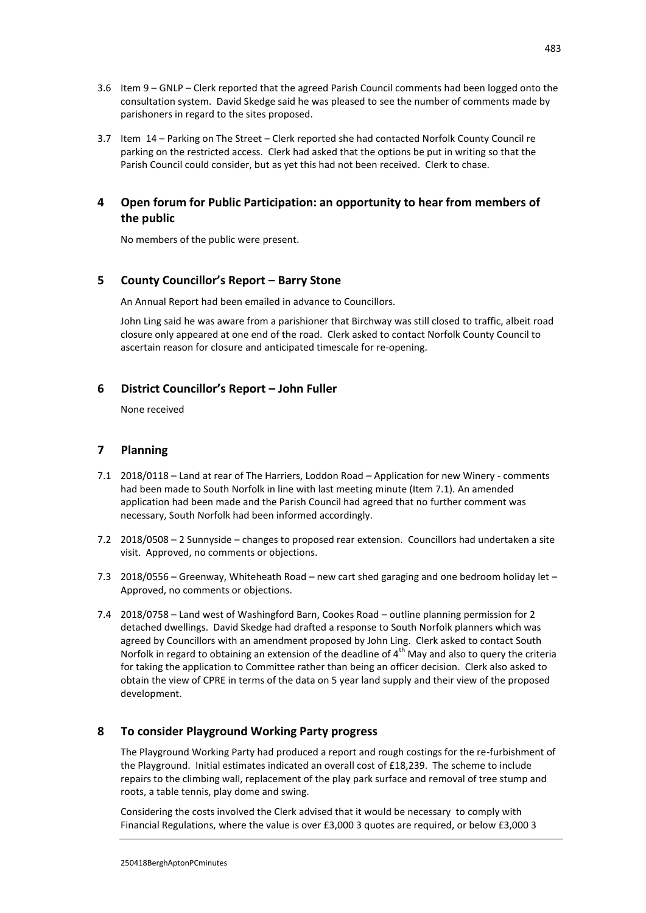3.6 Item 9 – GNLP – Clerk reported that the agreed Parish Council comments had been logged onto the consultation system. David Skedge said he was pleased to see the number of comments made by parishoners in regard to the sites proposed.

3.7 Item 14 – Parking on The Street – Clerk reported she had contacted Norfolk County Council re parking on the restricted access. Clerk had asked that the options be put in writing so that the Parish Council could consider, but as yet this had not been received. Clerk to chase.

## 4 Open forum for Public Participation: an opportunity to hear from members of the public

No members of the public were present.

## 5 County Councillor's Report – Barry Stone

An Annual Report had been emailed in advance to Councillors.

John Ling said he was aware from a parishioner that Birchway was still closed to traffic, albeit road closure only appeared at one end of the road. Clerk asked to contact Norfolk County Council to ascertain reason for closure and anticipated timescale for re-opening.

## 6 District Councillor's Report – John Fuller

None received

## 7 Planning

7.1 2018/0118 – Land at rear of The Harriers, Loddon Road – Application for new Winery - comments had been made to South Norfolk in line with last meeting minute (Item 7.1). An amended application had been made and the Parish Council had agreed that no further comment was necessary, South Norfolk had been informed accordingly.

7.2 2018/0508 – 2 Sunnyside – changes to proposed rear extension. Councillors had undertaken a site visit. Approved, no comments or objections.

7.3 2018/0556 – Greenway, Whiteheath Road – new cart shed garaging and one bedroom holiday let – Approved, no comments or objections.

7.4 2018/0758 – Land west of Washingford Barn, Cookes Road – outline planning permission for 2 detached dwellings. David Skedge had drafted a response to South Norfolk planners which was agreed by Councillors with an amendment proposed by John Ling. Clerk asked to contact South Norfolk in regard to obtaining an extension of the deadline of 4th May and also to query the criteria for taking the application to Committee rather than being an officer decision. Clerk also asked to obtain the view of CPRE in terms of the data on 5 year land supply and their view of the proposed development.

## 8 To consider Playground Working Party progress

The Playground Working Party had produced a report and rough costings for the re-furbishment of the Playground. Initial estimates indicated an overall cost of £18,239. The scheme to include repairs to the climbing wall, replacement of the play park surface and removal of tree stump and roots, a table tennis, play dome and swing.

Considering the costs involved the Clerk advised that it would be necessary to comply with Financial Regulations, where the value is over £3,000 3 quotes are required, or below £3,000 3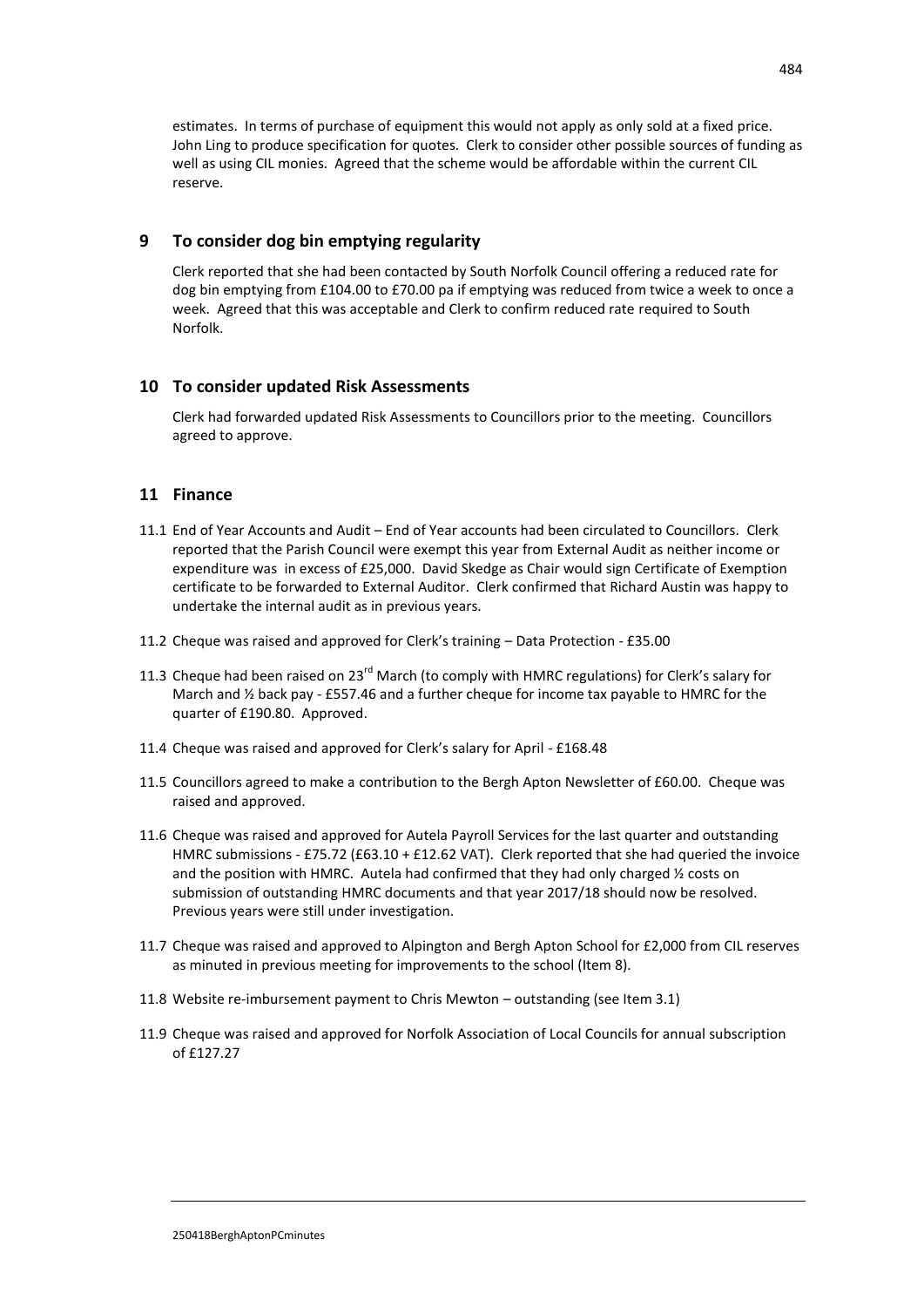estimates. In terms of purchase of equipment this would not apply as only sold at a fixed price. John Ling to produce specification for quotes. Clerk to consider other possible sources of funding as well as using CIL monies. Agreed that the scheme would be affordable within the current CIL reserve.

## 9 To consider dog bin emptying regularity

Clerk reported that she had been contacted by South Norfolk Council offering a reduced rate for dog bin emptying from £104.00 to £70.00 pa if emptying was reduced from twice a week to once a week. Agreed that this was acceptable and Clerk to confirm reduced rate required to South Norfolk.

## 10 To consider updated Risk Assessments

Clerk had forwarded updated Risk Assessments to Councillors prior to the meeting. Councillors agreed to approve.

## 11 Finance

11.1 End of Year Accounts and Audit – End of Year accounts had been circulated to Councillors. Clerk reported that the Parish Council were exempt this year from External Audit as neither income or expenditure was in excess of £25,000. David Skedge as Chair would sign Certificate of Exemption certificate to be forwarded to External Auditor. Clerk confirmed that Richard Austin was happy to undertake the internal audit as in previous years.

11.2 Cheque was raised and approved for Clerk's training – Data Protection - £35.00

11.3 Cheque had been raised on 23rd March (to comply with HMRC regulations) for Clerk's salary for March and ½ back pay - £557.46 and a further cheque for income tax payable to HMRC for the quarter of £190.80. Approved.

11.4 Cheque was raised and approved for Clerk's salary for April - £168.48

11.5 Councillors agreed to make a contribution to the Bergh Apton Newsletter of £60.00. Cheque was raised and approved.

11.6 Cheque was raised and approved for Autela Payroll Services for the last quarter and outstanding HMRC submissions - £75.72 (£63.10 + £12.62 VAT). Clerk reported that she had queried the invoice and the position with HMRC. Autela had confirmed that they had only charged ½ costs on submission of outstanding HMRC documents and that year 2017/18 should now be resolved. Previous years were still under investigation.

11.7 Cheque was raised and approved to Alpington and Bergh Apton School for £2,000 from CIL reserves as minuted in previous meeting for improvements to the school (Item 8).

11.8 Website re-imbursement payment to Chris Mewton – outstanding (see Item 3.1)

11.9 Cheque was raised and approved for Norfolk Association of Local Councils for annual subscription of £127.27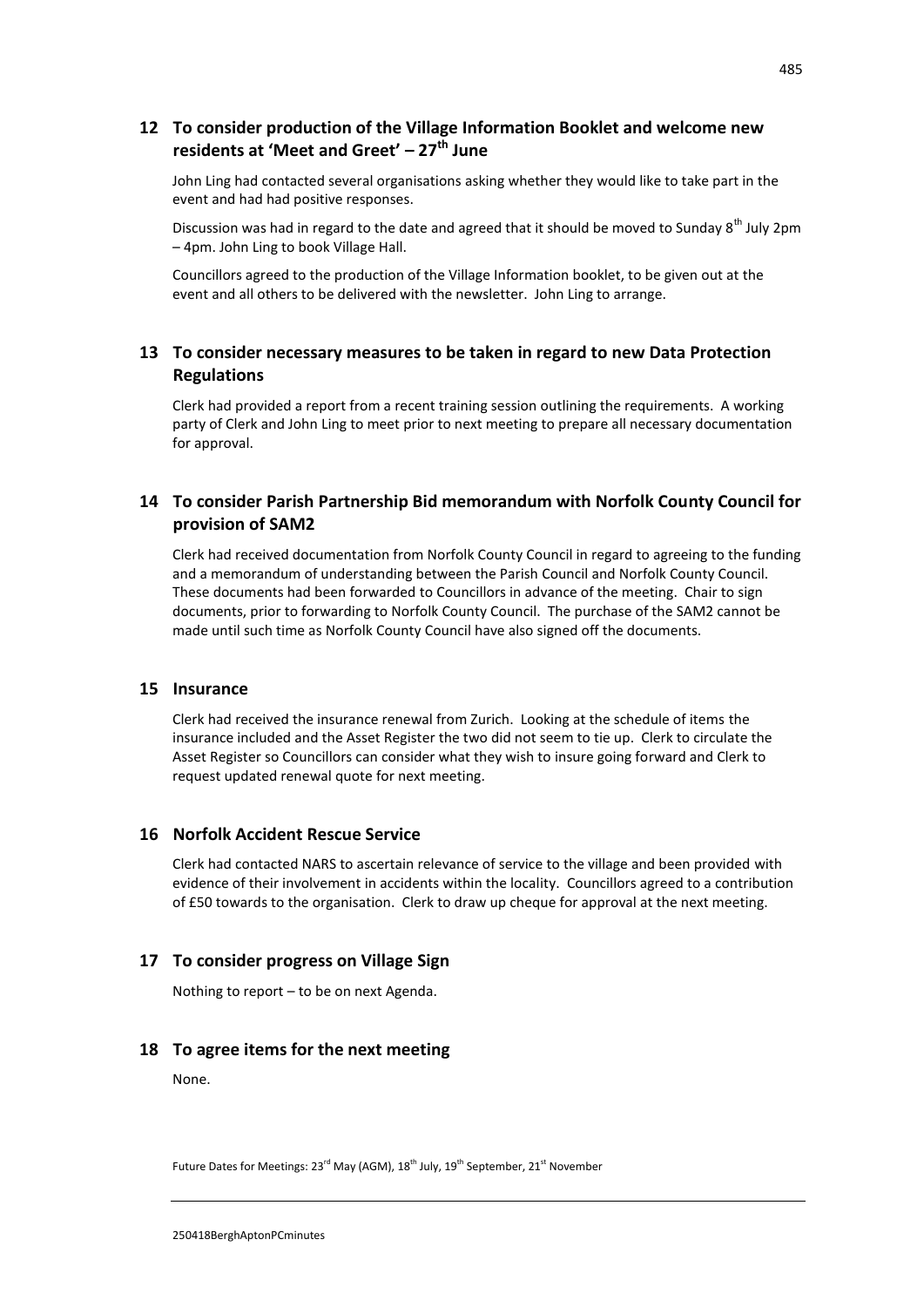## 12 To consider production of the Village Information Booklet and welcome new residents at 'Meet and Greet' – 27th June

John Ling had contacted several organisations asking whether they would like to take part in the event and had had positive responses.

Discussion was had in regard to the date and agreed that it should be moved to Sunday 8th July 2pm – 4pm. John Ling to book Village Hall.

Councillors agreed to the production of the Village Information booklet, to be given out at the event and all others to be delivered with the newsletter. John Ling to arrange.

## 13 To consider necessary measures to be taken in regard to new Data Protection Regulations

Clerk had provided a report from a recent training session outlining the requirements. A working party of Clerk and John Ling to meet prior to next meeting to prepare all necessary documentation for approval.

## 14 To consider Parish Partnership Bid memorandum with Norfolk County Council for provision of SAM2

Clerk had received documentation from Norfolk County Council in regard to agreeing to the funding and a memorandum of understanding between the Parish Council and Norfolk County Council. These documents had been forwarded to Councillors in advance of the meeting. Chair to sign documents, prior to forwarding to Norfolk County Council. The purchase of the SAM2 cannot be made until such time as Norfolk County Council have also signed off the documents.

## 15 Insurance

Clerk had received the insurance renewal from Zurich. Looking at the schedule of items the insurance included and the Asset Register the two did not seem to tie up. Clerk to circulate the Asset Register so Councillors can consider what they wish to insure going forward and Clerk to request updated renewal quote for next meeting.

## 16 Norfolk Accident Rescue Service

Clerk had contacted NARS to ascertain relevance of service to the village and been provided with evidence of their involvement in accidents within the locality. Councillors agreed to a contribution of £50 towards to the organisation. Clerk to draw up cheque for approval at the next meeting.

## 17 To consider progress on Village Sign

Nothing to report – to be on next Agenda.

## 18 To agree items for the next meeting

None.

Future Dates for Meetings: 23rd May (AGM), 18th July, 19th September, 21st November